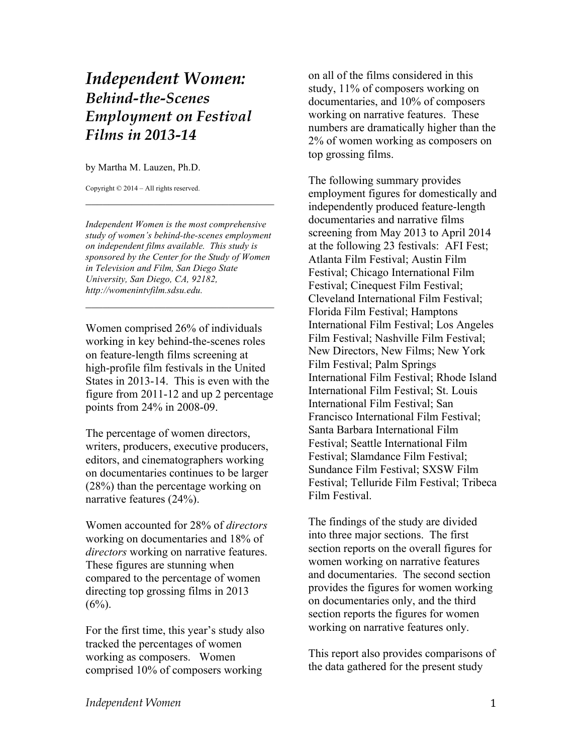# *Independent Women: Behind-the-Scenes Employment on Festival Films in 2013-14*

by Martha M. Lauzen, Ph.D.

Copyright © 2014 – All rights reserved.

---

*Independent Women is the most comprehensive study of women's behind-the-scenes employment on independent films available. This study is sponsored by the Center for the Study of Women in Television and Film, San Diego State University, San Diego, CA, 92182, http://womenintvfilm.sdsu.edu.*

---

Women comprised 26% of individuals working in key behind-the-scenes roles on feature-length films screening at high-profile film festivals in the United States in 2013-14. This is even with the figure from 2011-12 and up 2 percentage points from 24% in 2008-09.

The percentage of women directors, writers, producers, executive producers, editors, and cinematographers working on documentaries continues to be larger (28%) than the percentage working on narrative features (24%).

Women accounted for 28% of *directors* working on documentaries and 18% of *directors* working on narrative features. These figures are stunning when compared to the percentage of women directing top grossing films in 2013 (6%).

For the first time, this year's study also tracked the percentages of women working as composers. Women comprised 10% of composers working on all of the films considered in this study, 11% of composers working on documentaries, and 10% of composers working on narrative features. These numbers are dramatically higher than the 2% of women working as composers on top grossing films.

The following summary provides employment figures for domestically and independently produced feature-length documentaries and narrative films screening from May 2013 to April 2014 at the following 23 festivals: AFI Fest; Atlanta Film Festival; Austin Film Festival; Chicago International Film Festival; Cinequest Film Festival; Cleveland International Film Festival; Florida Film Festival; Hamptons International Film Festival; Los Angeles Film Festival; Nashville Film Festival; New Directors, New Films; New York Film Festival; Palm Springs International Film Festival; Rhode Island International Film Festival; St. Louis International Film Festival; San Francisco International Film Festival; Santa Barbara International Film Festival; Seattle International Film Festival; Slamdance Film Festival; Sundance Film Festival; SXSW Film Festival; Telluride Film Festival; Tribeca Film Festival.

The findings of the study are divided into three major sections. The first section reports on the overall figures for women working on narrative features and documentaries. The second section provides the figures for women working on documentaries only, and the third section reports the figures for women working on narrative features only.

This report also provides comparisons of the data gathered for the present study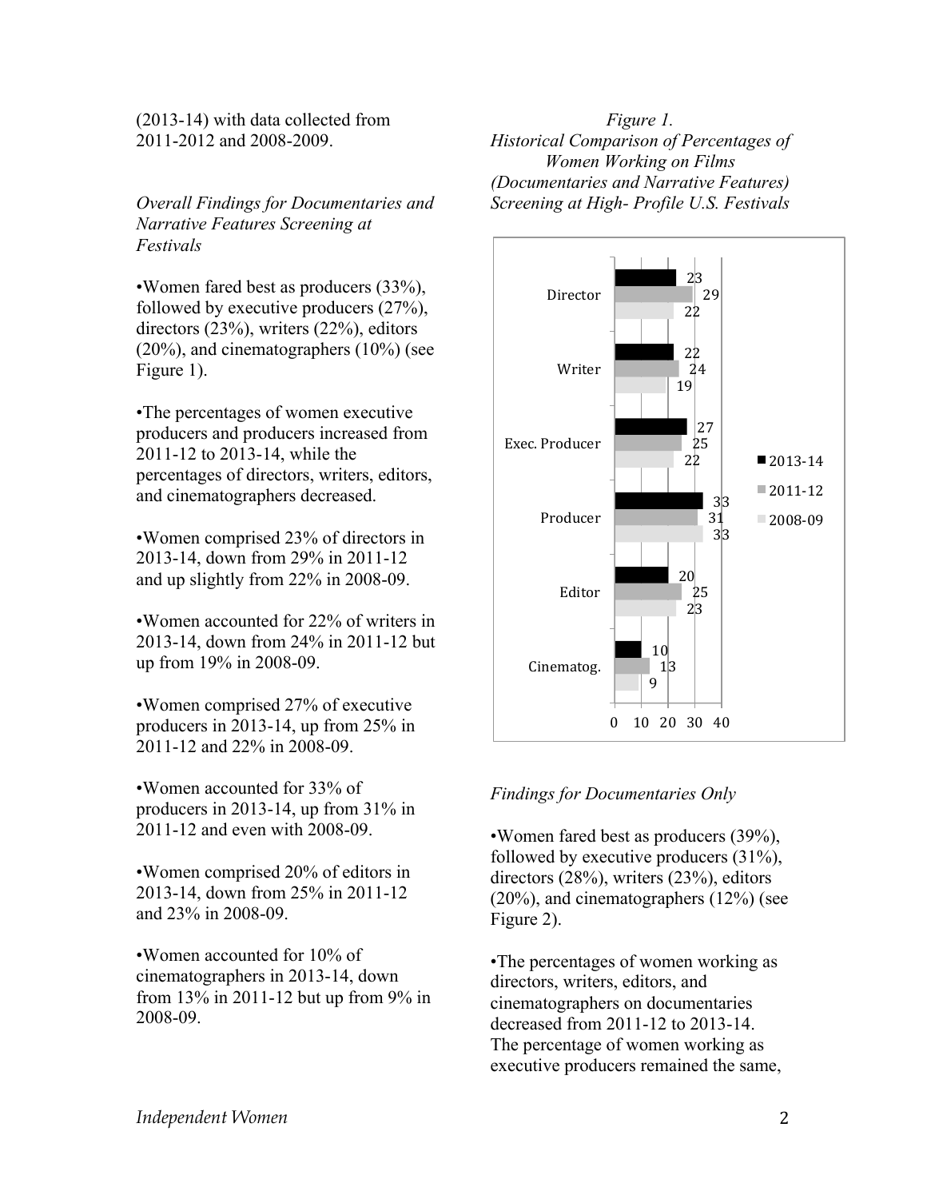(2013-14) with data collected from 2011-2012 and 2008-2009.

*Overall Findings for Documentaries and Narrative Features Screening at Festivals*

•Women fared best as producers (33%), followed by executive producers (27%), directors (23%), writers (22%), editors (20%), and cinematographers (10%) (see Figure 1).

•The percentages of women executive producers and producers increased from 2011-12 to 2013-14, while the percentages of directors, writers, editors, and cinematographers decreased.

•Women comprised 23% of directors in 2013-14, down from 29% in 2011-12 and up slightly from 22% in 2008-09.

•Women accounted for 22% of writers in 2013-14, down from 24% in 2011-12 but up from 19% in 2008-09.

•Women comprised 27% of executive producers in 2013-14, up from 25% in 2011-12 and 22% in 2008-09.

•Women accounted for 33% of producers in 2013-14, up from 31% in 2011-12 and even with 2008-09.

•Women comprised 20% of editors in 2013-14, down from 25% in 2011-12 and 23% in 2008-09.

•Women accounted for 10% of cinematographers in 2013-14, down from 13% in 2011-12 but up from 9% in 2008-09.

*Figure 1.*
*Historical Comparison of Percentages of Women Working on Films (Documentaries and Narrative Features) Screening at High- Profile U.S. Festivals*

| | 2013-14 | 2011-12 | 2008-09 |
|---|---|---|---|
| Director | 23 | 29 | 22 |
| Writer | 22 | 24 | 19 |
| Exec. Producer | 27 | 25 | 22 |
| Producer | 33 | 31 | 33 |
| Editor | 20 | 25 | 23 |
| Cinematog. | 10 | 13 | 9 |

*Findings for Documentaries Only*

•Women fared best as producers (39%), followed by executive producers (31%), directors (28%), writers (23%), editors (20%), and cinematographers (12%) (see Figure 2).

•The percentages of women working as directors, writers, editors, and cinematographers on documentaries decreased from 2011-12 to 2013-14. The percentage of women working as executive producers remained the same,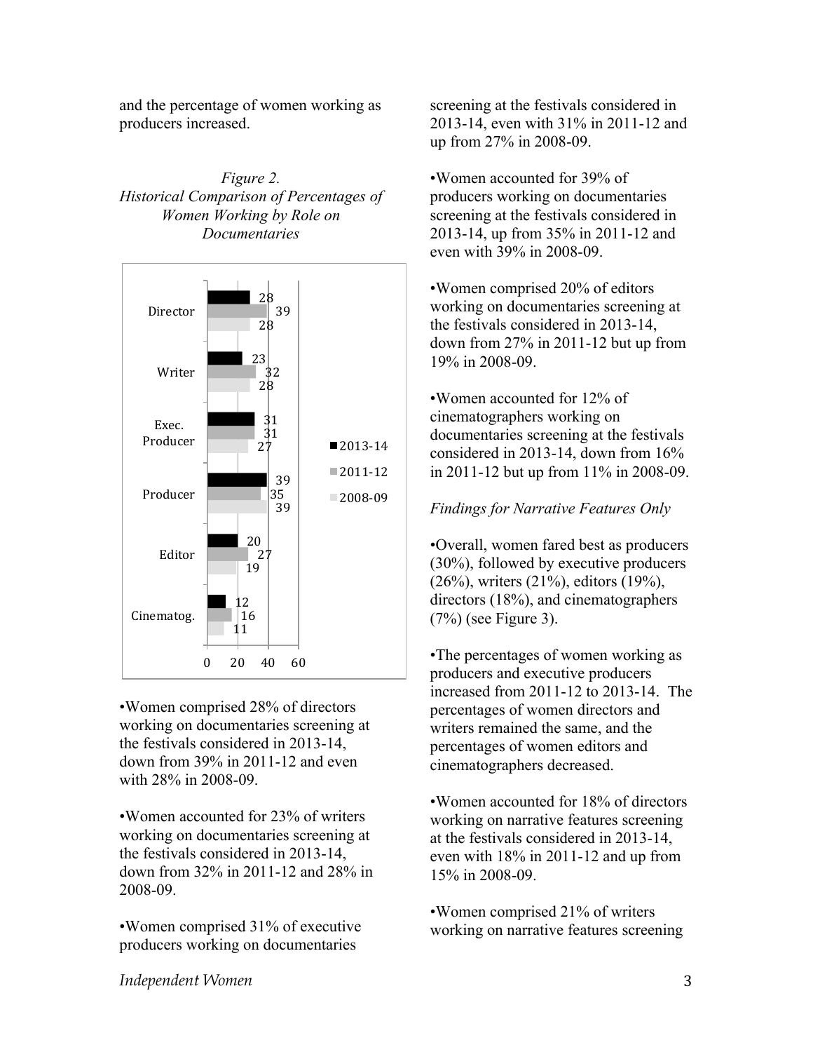and the percentage of women working as producers increased.

*Figure 2.*
*Historical Comparison of Percentages of Women Working by Role on Documentaries*

| Role | 2013-14 | 2011-12 | 2008-09 |
|---|---|---|---|
| Director | 28 | 39 | 28 |
| Writer | 23 | 32 | 28 |
| Exec. Producer | 31 | 31 | 27 |
| Producer | 39 | 35 | 39 |
| Editor | 20 | 27 | 19 |
| Cinematog. | 12 | 16 | 11 |

•Women comprised 28% of directors working on documentaries screening at the festivals considered in 2013-14, down from 39% in 2011-12 and even with 28% in 2008-09.

•Women accounted for 23% of writers working on documentaries screening at the festivals considered in 2013-14, down from 32% in 2011-12 and 28% in 2008-09.

•Women comprised 31% of executive producers working on documentaries screening at the festivals considered in 2013-14, even with 31% in 2011-12 and up from 27% in 2008-09.

•Women accounted for 39% of producers working on documentaries screening at the festivals considered in 2013-14, up from 35% in 2011-12 and even with 39% in 2008-09.

•Women comprised 20% of editors working on documentaries screening at the festivals considered in 2013-14, down from 27% in 2011-12 but up from 19% in 2008-09.

•Women accounted for 12% of cinematographers working on documentaries screening at the festivals considered in 2013-14, down from 16% in 2011-12 but up from 11% in 2008-09.

*Findings for Narrative Features Only*

•Overall, women fared best as producers (30%), followed by executive producers (26%), writers (21%), editors (19%), directors (18%), and cinematographers (7%) (see Figure 3).

•The percentages of women working as producers and executive producers increased from 2011-12 to 2013-14. The percentages of women directors and writers remained the same, and the percentages of women editors and cinematographers decreased.

•Women accounted for 18% of directors working on narrative features screening at the festivals considered in 2013-14, even with 18% in 2011-12 and up from 15% in 2008-09.

•Women comprised 21% of writers working on narrative features screening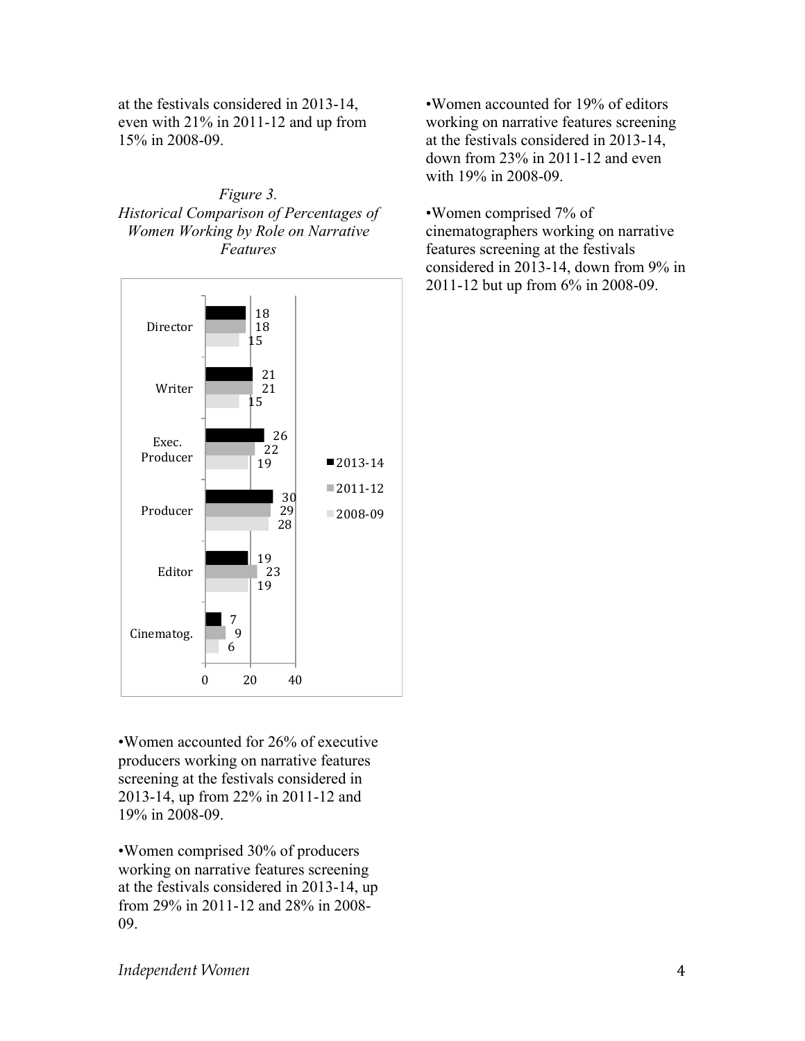at the festivals considered in 2013-14, even with 21% in 2011-12 and up from 15% in 2008-09.

*Figure 3.*
*Historical Comparison of Percentages of Women Working by Role on Narrative Features*

Director
18
18
15

Writer
21
21
15

Exec. Producer
26
22
19

Producer
30
29
28

Editor
19
23
19

Cinematog.
7
9
6

0 20 40

■2013-14
■2011-12
■2008-09

•Women accounted for 26% of executive producers working on narrative features screening at the festivals considered in 2013-14, up from 22% in 2011-12 and 19% in 2008-09.

•Women comprised 30% of producers working on narrative features screening at the festivals considered in 2013-14, up from 29% in 2011-12 and 28% in 2008-09.

•Women accounted for 19% of editors working on narrative features screening at the festivals considered in 2013-14, down from 23% in 2011-12 and even with 19% in 2008-09.

•Women comprised 7% of cinematographers working on narrative features screening at the festivals considered in 2013-14, down from 9% in 2011-12 but up from 6% in 2008-09.